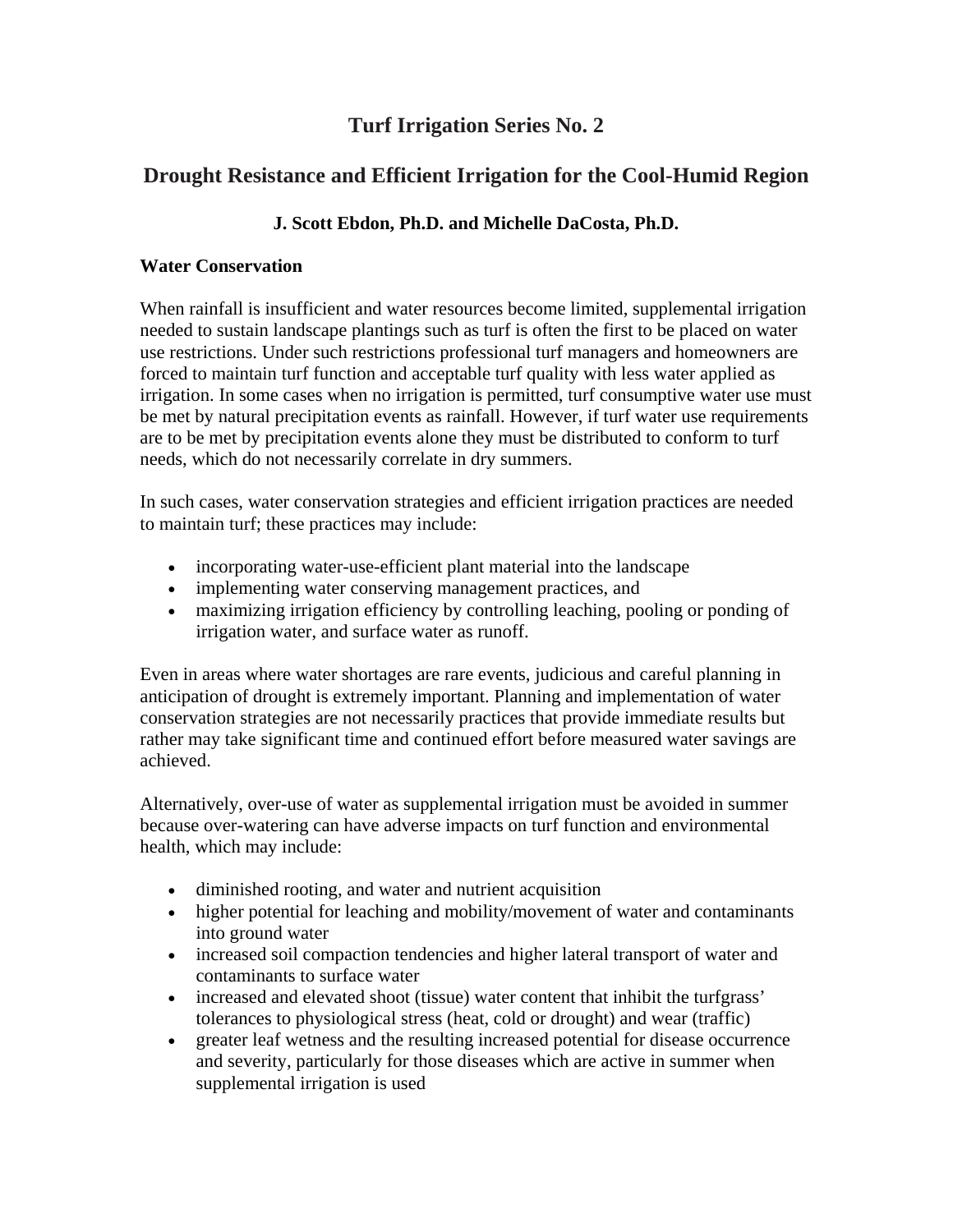# Turf Irrigation Series No. 2

## Drought Resistance and Efficient Irrigation for the Cool-Humid Region

**J. Scott Ebdon, Ph.D. and Michelle DaCosta, Ph.D.**

### Water Conservation

When rainfall is insufficient and water resources become limited, supplemental irrigation needed to sustain landscape plantings such as turf is often the first to be placed on water use restrictions. Under such restrictions professional turf managers and homeowners are forced to maintain turf function and acceptable turf quality with less water applied as irrigation. In some cases when no irrigation is permitted, turf consumptive water use must be met by natural precipitation events as rainfall. However, if turf water use requirements are to be met by precipitation events alone they must be distributed to conform to turf needs, which do not necessarily correlate in dry summers.

In such cases, water conservation strategies and efficient irrigation practices are needed to maintain turf; these practices may include:

- incorporating water-use-efficient plant material into the landscape
- implementing water conserving management practices, and
- maximizing irrigation efficiency by controlling leaching, pooling or ponding of irrigation water, and surface water as runoff.

Even in areas where water shortages are rare events, judicious and careful planning in anticipation of drought is extremely important. Planning and implementation of water conservation strategies are not necessarily practices that provide immediate results but rather may take significant time and continued effort before measured water savings are achieved.

Alternatively, over-use of water as supplemental irrigation must be avoided in summer because over-watering can have adverse impacts on turf function and environmental health, which may include:

- diminished rooting, and water and nutrient acquisition
- higher potential for leaching and mobility/movement of water and contaminants into ground water
- increased soil compaction tendencies and higher lateral transport of water and contaminants to surface water
- increased and elevated shoot (tissue) water content that inhibit the turfgrass' tolerances to physiological stress (heat, cold or drought) and wear (traffic)
- greater leaf wetness and the resulting increased potential for disease occurrence and severity, particularly for those diseases which are active in summer when supplemental irrigation is used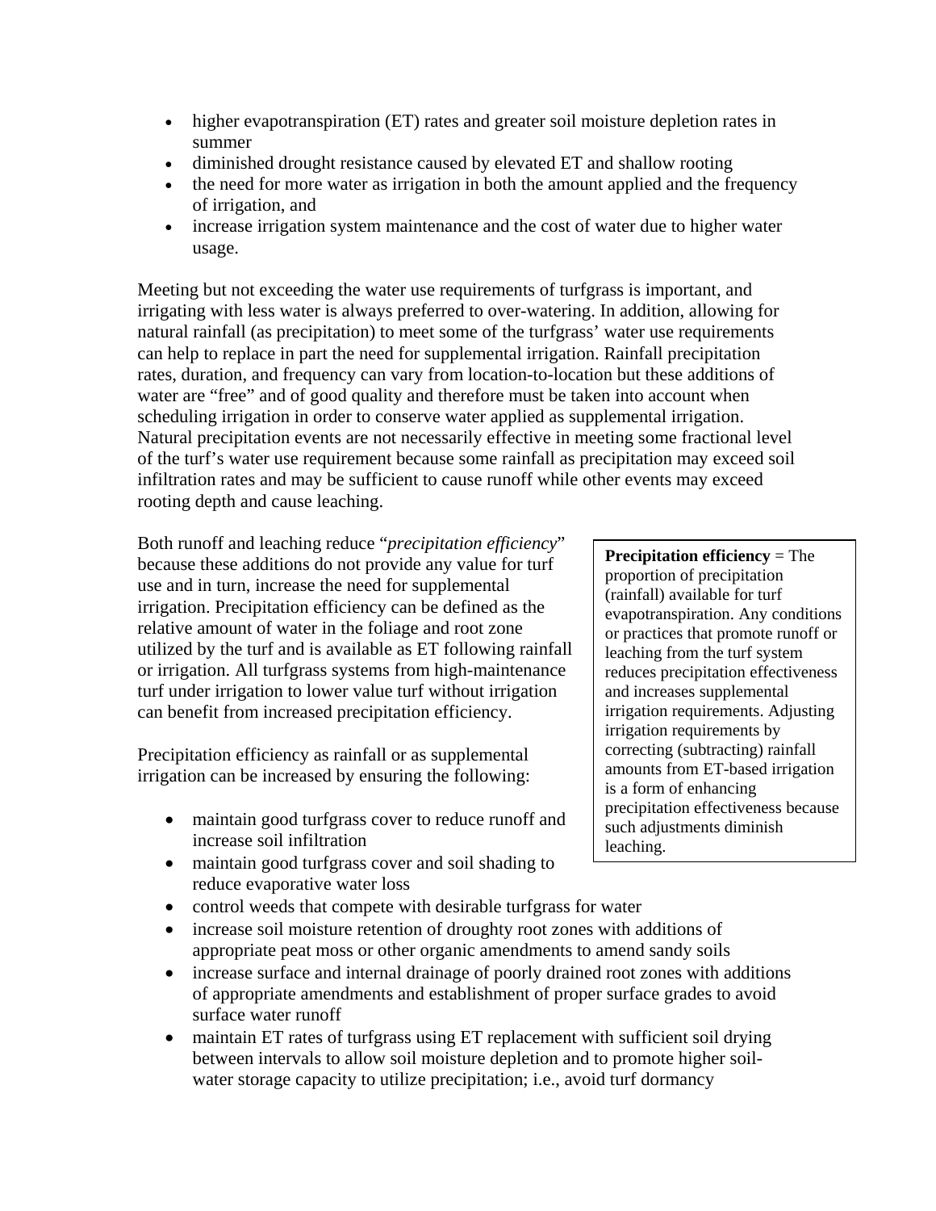- higher evapotranspiration (ET) rates and greater soil moisture depletion rates in summer
- diminished drought resistance caused by elevated ET and shallow rooting
- the need for more water as irrigation in both the amount applied and the frequency of irrigation, and
- increase irrigation system maintenance and the cost of water due to higher water usage.

Meeting but not exceeding the water use requirements of turfgrass is important, and irrigating with less water is always preferred to over-watering. In addition, allowing for natural rainfall (as precipitation) to meet some of the turfgrass' water use requirements can help to replace in part the need for supplemental irrigation. Rainfall precipitation rates, duration, and frequency can vary from location-to-location but these additions of water are "free" and of good quality and therefore must be taken into account when scheduling irrigation in order to conserve water applied as supplemental irrigation. Natural precipitation events are not necessarily effective in meeting some fractional level of the turf's water use requirement because some rainfall as precipitation may exceed soil infiltration rates and may be sufficient to cause runoff while other events may exceed rooting depth and cause leaching.

Both runoff and leaching reduce "*precipitation efficiency*" because these additions do not provide any value for turf use and in turn, increase the need for supplemental irrigation. Precipitation efficiency can be defined as the relative amount of water in the foliage and root zone utilized by the turf and is available as ET following rainfall or irrigation. All turfgrass systems from high-maintenance turf under irrigation to lower value turf without irrigation can benefit from increased precipitation efficiency.

**Precipitation efficiency** = The proportion of precipitation (rainfall) available for turf evapotranspiration. Any conditions or practices that promote runoff or leaching from the turf system reduces precipitation effectiveness and increases supplemental irrigation requirements. Adjusting irrigation requirements by correcting (subtracting) rainfall amounts from ET-based irrigation is a form of enhancing precipitation effectiveness because such adjustments diminish leaching.

Precipitation efficiency as rainfall or as supplemental irrigation can be increased by ensuring the following:

- maintain good turfgrass cover to reduce runoff and increase soil infiltration
- maintain good turfgrass cover and soil shading to reduce evaporative water loss
- control weeds that compete with desirable turfgrass for water
- increase soil moisture retention of droughty root zones with additions of appropriate peat moss or other organic amendments to amend sandy soils
- increase surface and internal drainage of poorly drained root zones with additions of appropriate amendments and establishment of proper surface grades to avoid surface water runoff
- maintain ET rates of turfgrass using ET replacement with sufficient soil drying between intervals to allow soil moisture depletion and to promote higher soil-water storage capacity to utilize precipitation; i.e., avoid turf dormancy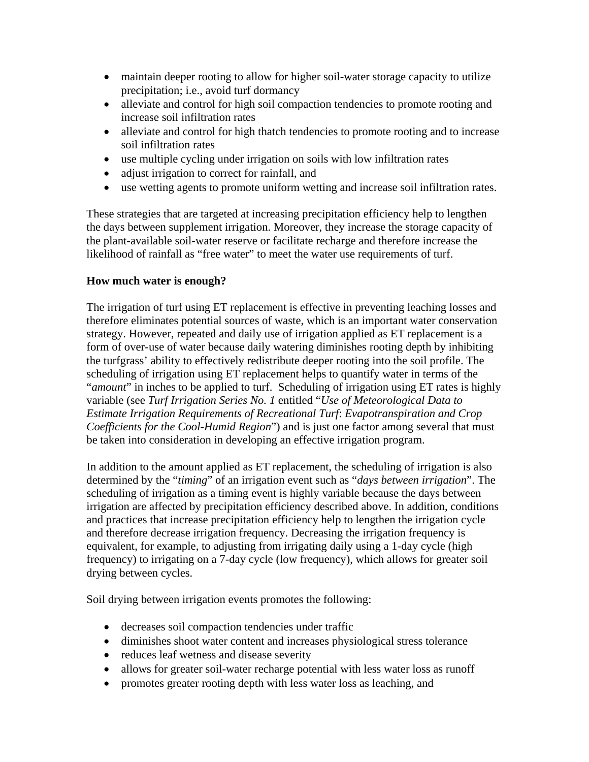- maintain deeper rooting to allow for higher soil-water storage capacity to utilize precipitation; i.e., avoid turf dormancy
- alleviate and control for high soil compaction tendencies to promote rooting and increase soil infiltration rates
- alleviate and control for high thatch tendencies to promote rooting and to increase soil infiltration rates
- use multiple cycling under irrigation on soils with low infiltration rates
- adjust irrigation to correct for rainfall, and
- use wetting agents to promote uniform wetting and increase soil infiltration rates.

These strategies that are targeted at increasing precipitation efficiency help to lengthen the days between supplement irrigation. Moreover, they increase the storage capacity of the plant-available soil-water reserve or facilitate recharge and therefore increase the likelihood of rainfall as "free water" to meet the water use requirements of turf.

**How much water is enough?**

The irrigation of turf using ET replacement is effective in preventing leaching losses and therefore eliminates potential sources of waste, which is an important water conservation strategy. However, repeated and daily use of irrigation applied as ET replacement is a form of over-use of water because daily watering diminishes rooting depth by inhibiting the turfgrass' ability to effectively redistribute deeper rooting into the soil profile. The scheduling of irrigation using ET replacement helps to quantify water in terms of the "*amount*" in inches to be applied to turf. Scheduling of irrigation using ET rates is highly variable (see *Turf Irrigation Series No. 1* entitled "*Use of Meteorological Data to Estimate Irrigation Requirements of Recreational Turf*: *Evapotranspiration and Crop Coefficients for the Cool-Humid Region*") and is just one factor among several that must be taken into consideration in developing an effective irrigation program.

In addition to the amount applied as ET replacement, the scheduling of irrigation is also determined by the "*timing*" of an irrigation event such as "*days between irrigation*". The scheduling of irrigation as a timing event is highly variable because the days between irrigation are affected by precipitation efficiency described above. In addition, conditions and practices that increase precipitation efficiency help to lengthen the irrigation cycle and therefore decrease irrigation frequency. Decreasing the irrigation frequency is equivalent, for example, to adjusting from irrigating daily using a 1-day cycle (high frequency) to irrigating on a 7-day cycle (low frequency), which allows for greater soil drying between cycles.

Soil drying between irrigation events promotes the following:

- decreases soil compaction tendencies under traffic
- diminishes shoot water content and increases physiological stress tolerance
- reduces leaf wetness and disease severity
- allows for greater soil-water recharge potential with less water loss as runoff
- promotes greater rooting depth with less water loss as leaching, and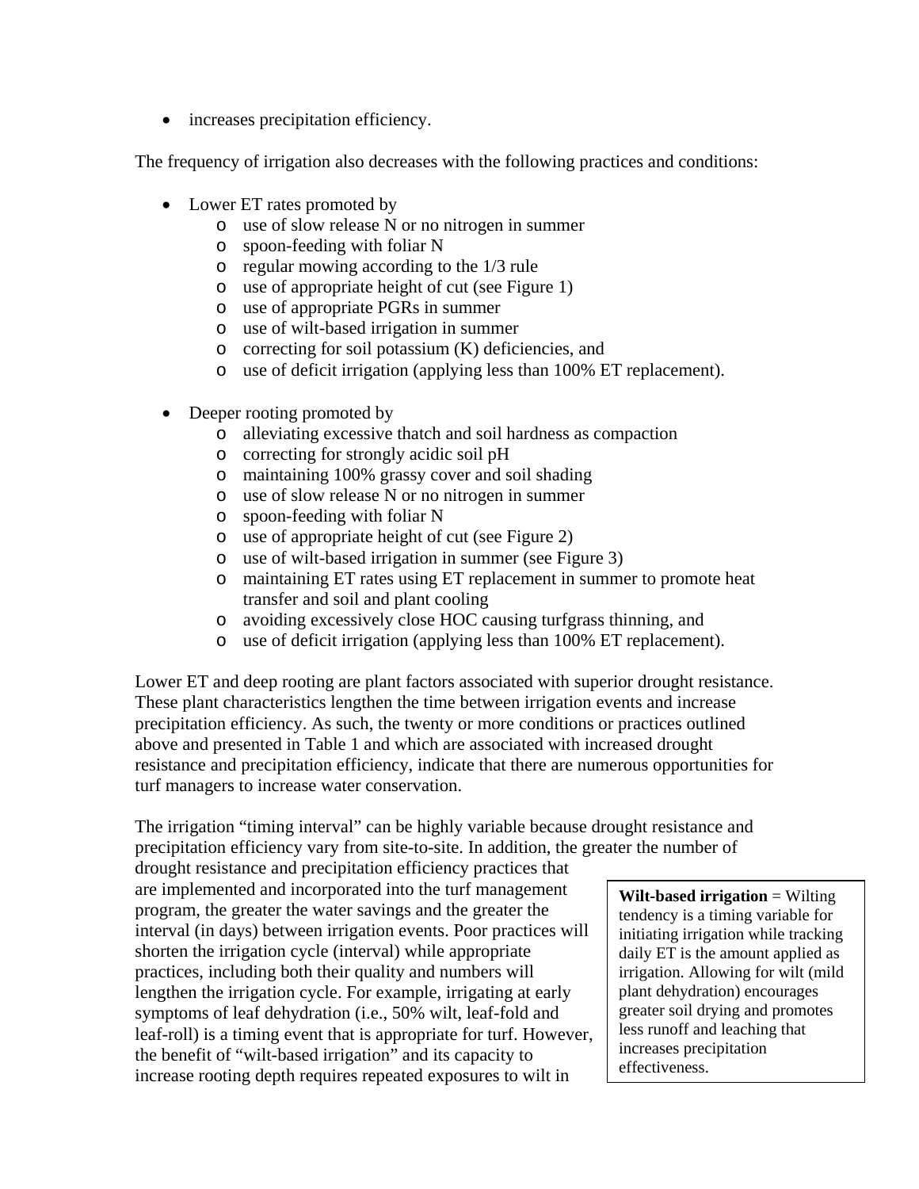- increases precipitation efficiency.

The frequency of irrigation also decreases with the following practices and conditions:

- Lower ET rates promoted by
  - use of slow release N or no nitrogen in summer
  - spoon-feeding with foliar N
  - regular mowing according to the 1/3 rule
  - use of appropriate height of cut (see Figure 1)
  - use of appropriate PGRs in summer
  - use of wilt-based irrigation in summer
  - correcting for soil potassium (K) deficiencies, and
  - use of deficit irrigation (applying less than 100% ET replacement).

- Deeper rooting promoted by
  - alleviating excessive thatch and soil hardness as compaction
  - correcting for strongly acidic soil pH
  - maintaining 100% grassy cover and soil shading
  - use of slow release N or no nitrogen in summer
  - spoon-feeding with foliar N
  - use of appropriate height of cut (see Figure 2)
  - use of wilt-based irrigation in summer (see Figure 3)
  - maintaining ET rates using ET replacement in summer to promote heat transfer and soil and plant cooling
  - avoiding excessively close HOC causing turfgrass thinning, and
  - use of deficit irrigation (applying less than 100% ET replacement).

Lower ET and deep rooting are plant factors associated with superior drought resistance. These plant characteristics lengthen the time between irrigation events and increase precipitation efficiency. As such, the twenty or more conditions or practices outlined above and presented in Table 1 and which are associated with increased drought resistance and precipitation efficiency, indicate that there are numerous opportunities for turf managers to increase water conservation.

The irrigation "timing interval" can be highly variable because drought resistance and precipitation efficiency vary from site-to-site. In addition, the greater the number of drought resistance and precipitation efficiency practices that are implemented and incorporated into the turf management program, the greater the water savings and the greater the interval (in days) between irrigation events. Poor practices will shorten the irrigation cycle (interval) while appropriate practices, including both their quality and numbers will lengthen the irrigation cycle. For example, irrigating at early symptoms of leaf dehydration (i.e., 50% wilt, leaf-fold and leaf-roll) is a timing event that is appropriate for turf. However, the benefit of "wilt-based irrigation" and its capacity to increase rooting depth requires repeated exposures to wilt in

> **Wilt-based irrigation** = Wilting tendency is a timing variable for initiating irrigation while tracking daily ET is the amount applied as irrigation. Allowing for wilt (mild plant dehydration) encourages greater soil drying and promotes less runoff and leaching that increases precipitation effectiveness.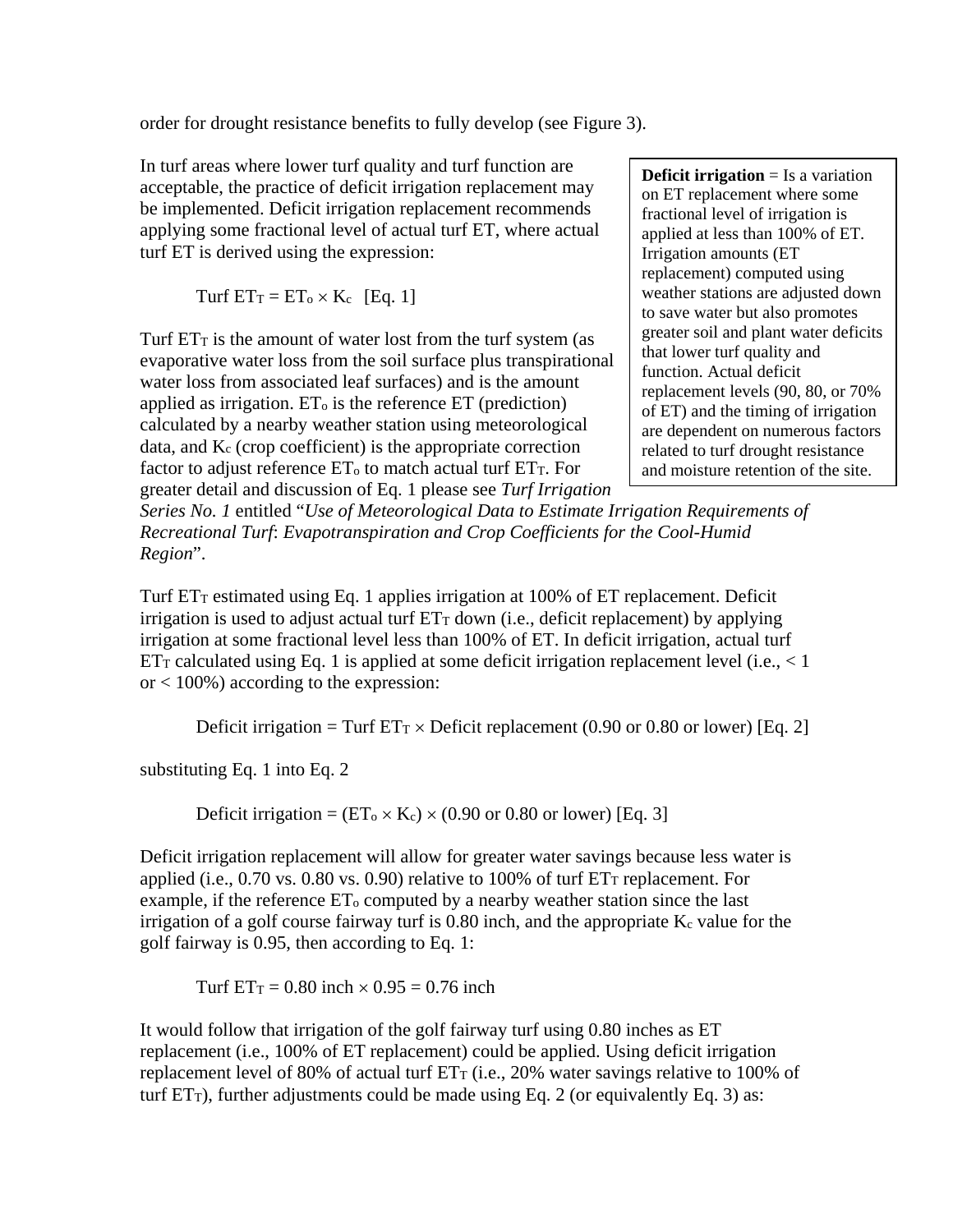order for drought resistance benefits to fully develop (see Figure 3).

In turf areas where lower turf quality and turf function are acceptable, the practice of deficit irrigation replacement may be implemented. Deficit irrigation replacement recommends applying some fractional level of actual turf ET, where actual turf ET is derived using the expression:

> **Deficit irrigation** = Is a variation on ET replacement where some fractional level of irrigation is applied at less than 100% of ET. Irrigation amounts (ET replacement) computed using weather stations are adjusted down to save water but also promotes greater soil and plant water deficits that lower turf quality and function. Actual deficit replacement levels (90, 80, or 70% of ET) and the timing of irrigation are dependent on numerous factors related to turf drought resistance and moisture retention of the site.

$$\text{Turf } ET_T = ET_o \times K_c \quad \text{[Eq. 1]}$$

Turf $ET_T$ is the amount of water lost from the turf system (as evaporative water loss from the soil surface plus transpirational water loss from associated leaf surfaces) and is the amount applied as irrigation. $ET_o$ is the reference ET (prediction) calculated by a nearby weather station using meteorological data, and $K_c$ (crop coefficient) is the appropriate correction factor to adjust reference $ET_o$ to match actual turf $ET_T$. For greater detail and discussion of Eq. 1 please see *Turf Irrigation Series No. 1* entitled "*Use of Meteorological Data to Estimate Irrigation Requirements of Recreational Turf*: *Evapotranspiration and Crop Coefficients for the Cool-Humid Region*".

Turf $ET_T$ estimated using Eq. 1 applies irrigation at 100% of ET replacement. Deficit irrigation is used to adjust actual turf $ET_T$ down (i.e., deficit replacement) by applying irrigation at some fractional level less than 100% of ET. In deficit irrigation, actual turf $ET_T$ calculated using Eq. 1 is applied at some deficit irrigation replacement level (i.e., < 1 or < 100%) according to the expression:

$$\text{Deficit irrigation} = \text{Turf } ET_T \times \text{Deficit replacement (0.90 or 0.80 or lower)} \quad \text{[Eq. 2]}$$

substituting Eq. 1 into Eq. 2

$$\text{Deficit irrigation} = (ET_o \times K_c) \times \text{(0.90 or 0.80 or lower)} \quad \text{[Eq. 3]}$$

Deficit irrigation replacement will allow for greater water savings because less water is applied (i.e., 0.70 vs. 0.80 vs. 0.90) relative to 100% of turf $ET_T$ replacement. For example, if the reference $ET_o$ computed by a nearby weather station since the last irrigation of a golf course fairway turf is 0.80 inch, and the appropriate $K_c$ value for the golf fairway is 0.95, then according to Eq. 1:

$$\text{Turf } ET_T = 0.80 \text{ inch} \times 0.95 = 0.76 \text{ inch}$$

It would follow that irrigation of the golf fairway turf using 0.80 inches as ET replacement (i.e., 100% of ET replacement) could be applied. Using deficit irrigation replacement level of 80% of actual turf $ET_T$ (i.e., 20% water savings relative to 100% of turf $ET_T$), further adjustments could be made using Eq. 2 (or equivalently Eq. 3) as: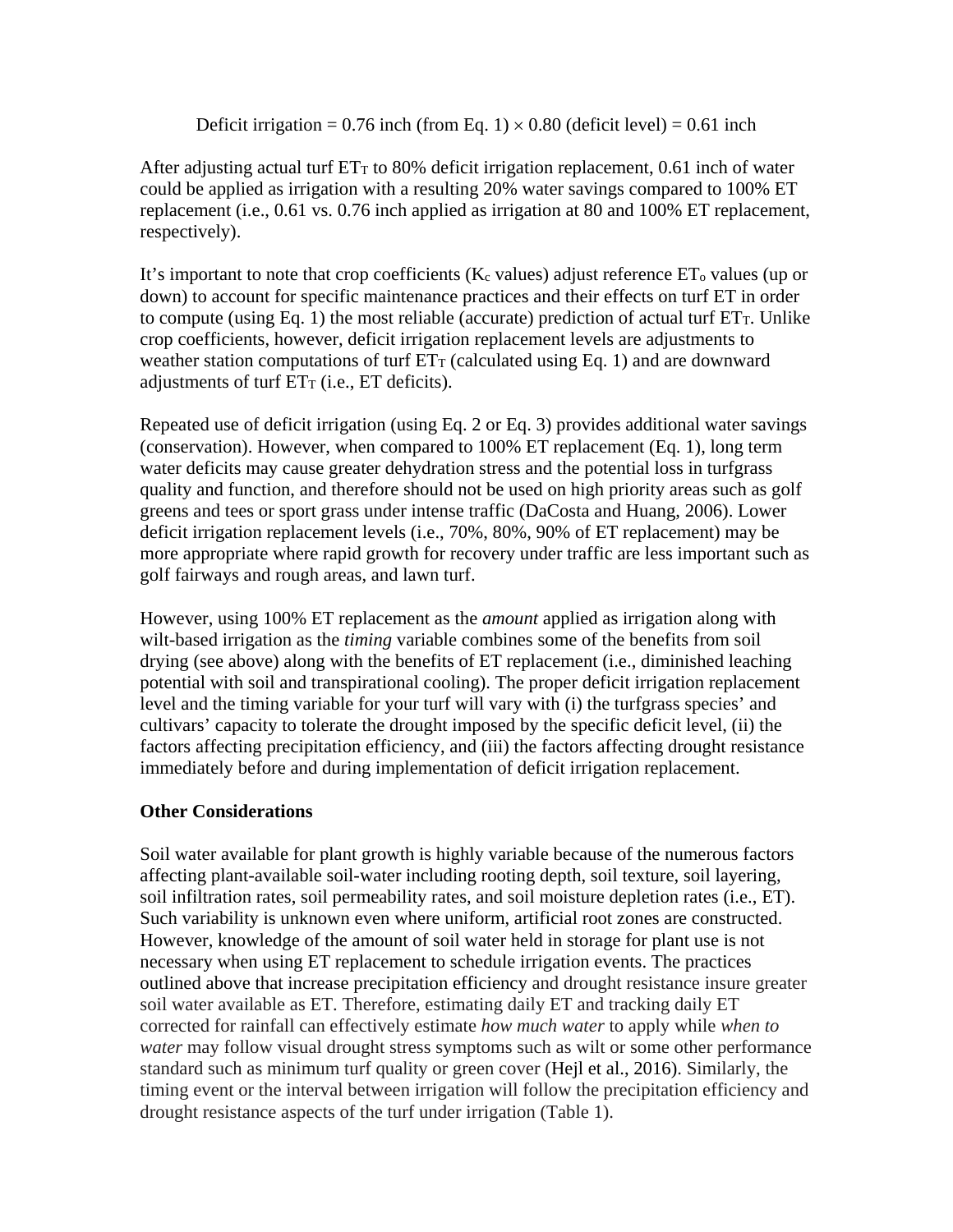Deficit irrigation = 0.76 inch (from Eq. 1) $\times$ 0.80 (deficit level) = 0.61 inch

After adjusting actual turf $ET_T$ to 80% deficit irrigation replacement, 0.61 inch of water could be applied as irrigation with a resulting 20% water savings compared to 100% ET replacement (i.e., 0.61 vs. 0.76 inch applied as irrigation at 80 and 100% ET replacement, respectively).

It's important to note that crop coefficients ($K_c$ values) adjust reference $ET_o$ values (up or down) to account for specific maintenance practices and their effects on turf ET in order to compute (using Eq. 1) the most reliable (accurate) prediction of actual turf $ET_T$. Unlike crop coefficients, however, deficit irrigation replacement levels are adjustments to weather station computations of turf $ET_T$ (calculated using Eq. 1) and are downward adjustments of turf $ET_T$ (i.e., ET deficits).

Repeated use of deficit irrigation (using Eq. 2 or Eq. 3) provides additional water savings (conservation). However, when compared to 100% ET replacement (Eq. 1), long term water deficits may cause greater dehydration stress and the potential loss in turfgrass quality and function, and therefore should not be used on high priority areas such as golf greens and tees or sport grass under intense traffic (DaCosta and Huang, 2006). Lower deficit irrigation replacement levels (i.e., 70%, 80%, 90% of ET replacement) may be more appropriate where rapid growth for recovery under traffic are less important such as golf fairways and rough areas, and lawn turf.

However, using 100% ET replacement as the *amount* applied as irrigation along with wilt-based irrigation as the *timing* variable combines some of the benefits from soil drying (see above) along with the benefits of ET replacement (i.e., diminished leaching potential with soil and transpirational cooling). The proper deficit irrigation replacement level and the timing variable for your turf will vary with (i) the turfgrass species' and cultivars' capacity to tolerate the drought imposed by the specific deficit level, (ii) the factors affecting precipitation efficiency, and (iii) the factors affecting drought resistance immediately before and during implementation of deficit irrigation replacement.

**Other Considerations**

Soil water available for plant growth is highly variable because of the numerous factors affecting plant-available soil-water including rooting depth, soil texture, soil layering, soil infiltration rates, soil permeability rates, and soil moisture depletion rates (i.e., ET). Such variability is unknown even where uniform, artificial root zones are constructed. However, knowledge of the amount of soil water held in storage for plant use is not necessary when using ET replacement to schedule irrigation events. The practices outlined above that increase precipitation efficiency and drought resistance insure greater soil water available as ET. Therefore, estimating daily ET and tracking daily ET corrected for rainfall can effectively estimate *how much water* to apply while *when to water* may follow visual drought stress symptoms such as wilt or some other performance standard such as minimum turf quality or green cover (Hejl et al., 2016). Similarly, the timing event or the interval between irrigation will follow the precipitation efficiency and drought resistance aspects of the turf under irrigation (Table 1).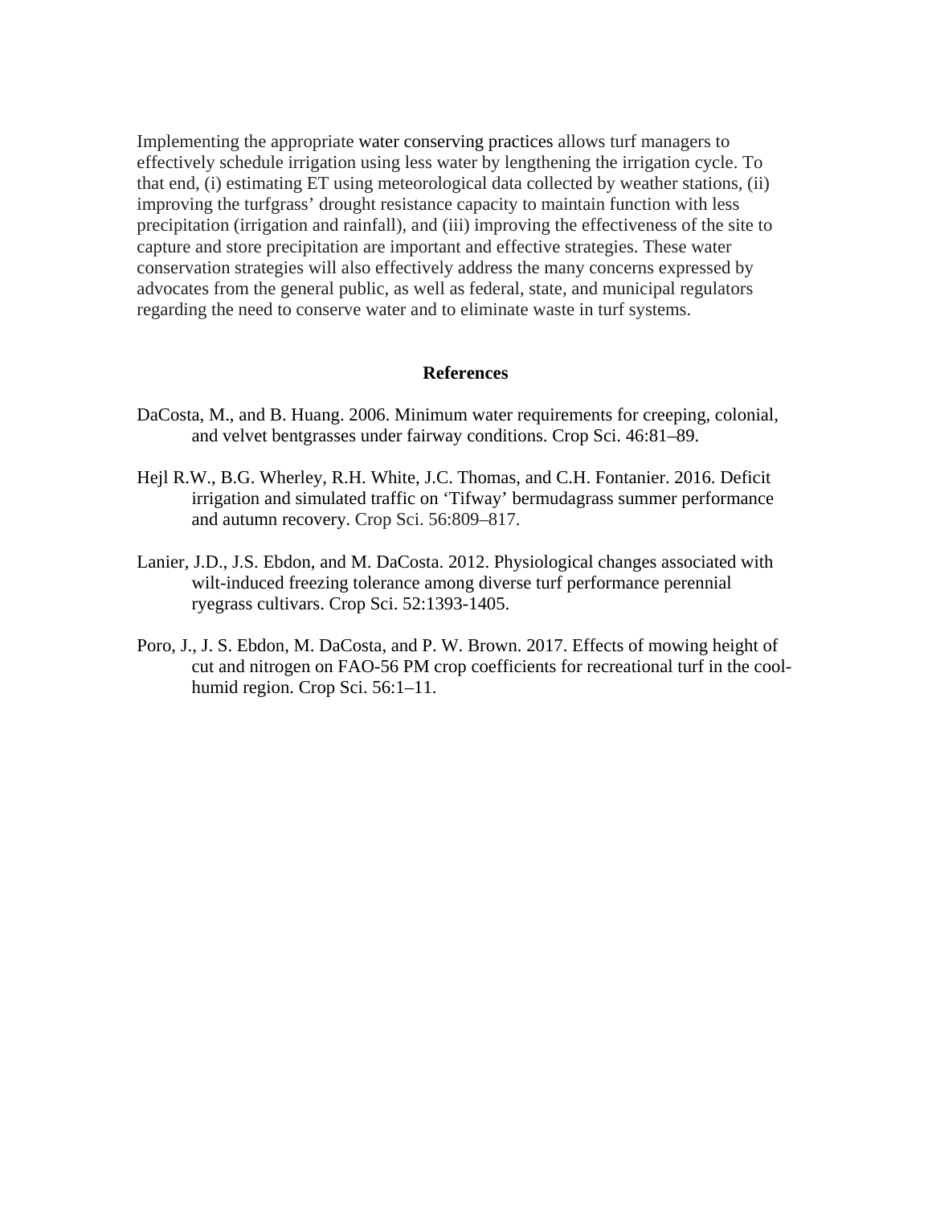Implementing the appropriate water conserving practices allows turf managers to effectively schedule irrigation using less water by lengthening the irrigation cycle. To that end, (i) estimating ET using meteorological data collected by weather stations, (ii) improving the turfgrass' drought resistance capacity to maintain function with less precipitation (irrigation and rainfall), and (iii) improving the effectiveness of the site to capture and store precipitation are important and effective strategies. These water conservation strategies will also effectively address the many concerns expressed by advocates from the general public, as well as federal, state, and municipal regulators regarding the need to conserve water and to eliminate waste in turf systems.

## References

DaCosta, M., and B. Huang. 2006. Minimum water requirements for creeping, colonial, and velvet bentgrasses under fairway conditions. Crop Sci. 46:81–89.

Hejl R.W., B.G. Wherley, R.H. White, J.C. Thomas, and C.H. Fontanier. 2016. Deficit irrigation and simulated traffic on 'Tifway' bermudagrass summer performance and autumn recovery. Crop Sci. 56:809–817.

Lanier, J.D., J.S. Ebdon, and M. DaCosta. 2012. Physiological changes associated with wilt-induced freezing tolerance among diverse turf performance perennial ryegrass cultivars. Crop Sci. 52:1393-1405.

Poro, J., J. S. Ebdon, M. DaCosta, and P. W. Brown. 2017. Effects of mowing height of cut and nitrogen on FAO-56 PM crop coefficients for recreational turf in the cool-humid region. Crop Sci. 56:1–11.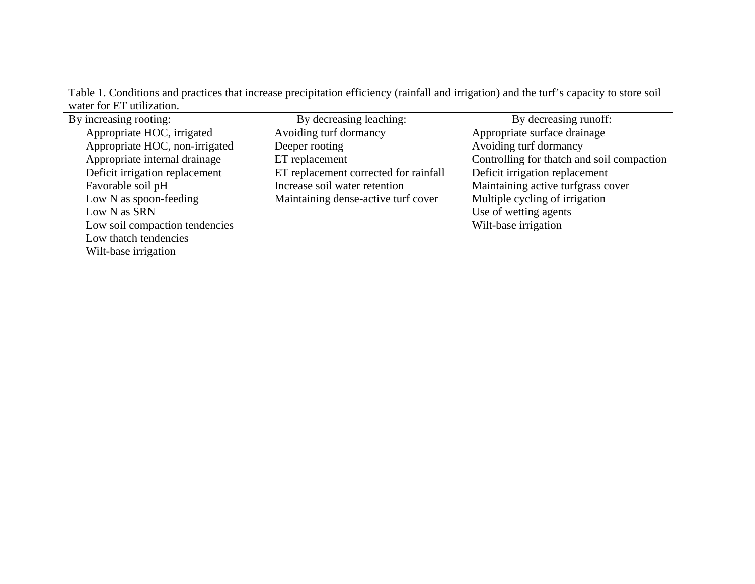Table 1. Conditions and practices that increase precipitation efficiency (rainfall and irrigation) and the turf's capacity to store soil water for ET utilization.

| By increasing rooting: | By decreasing leaching: | By decreasing runoff: |
|---|---|---|
| Appropriate HOC, irrigated | Avoiding turf dormancy | Appropriate surface drainage |
| Appropriate HOC, non-irrigated | Deeper rooting | Avoiding turf dormancy |
| Appropriate internal drainage | ET replacement | Controlling for thatch and soil compaction |
| Deficit irrigation replacement | ET replacement corrected for rainfall | Deficit irrigation replacement |
| Favorable soil pH | Increase soil water retention | Maintaining active turfgrass cover |
| Low N as spoon-feeding | Maintaining dense-active turf cover | Multiple cycling of irrigation |
| Low N as SRN | | Use of wetting agents |
| Low soil compaction tendencies | | Wilt-base irrigation |
| Low thatch tendencies | | |
| Wilt-base irrigation | | |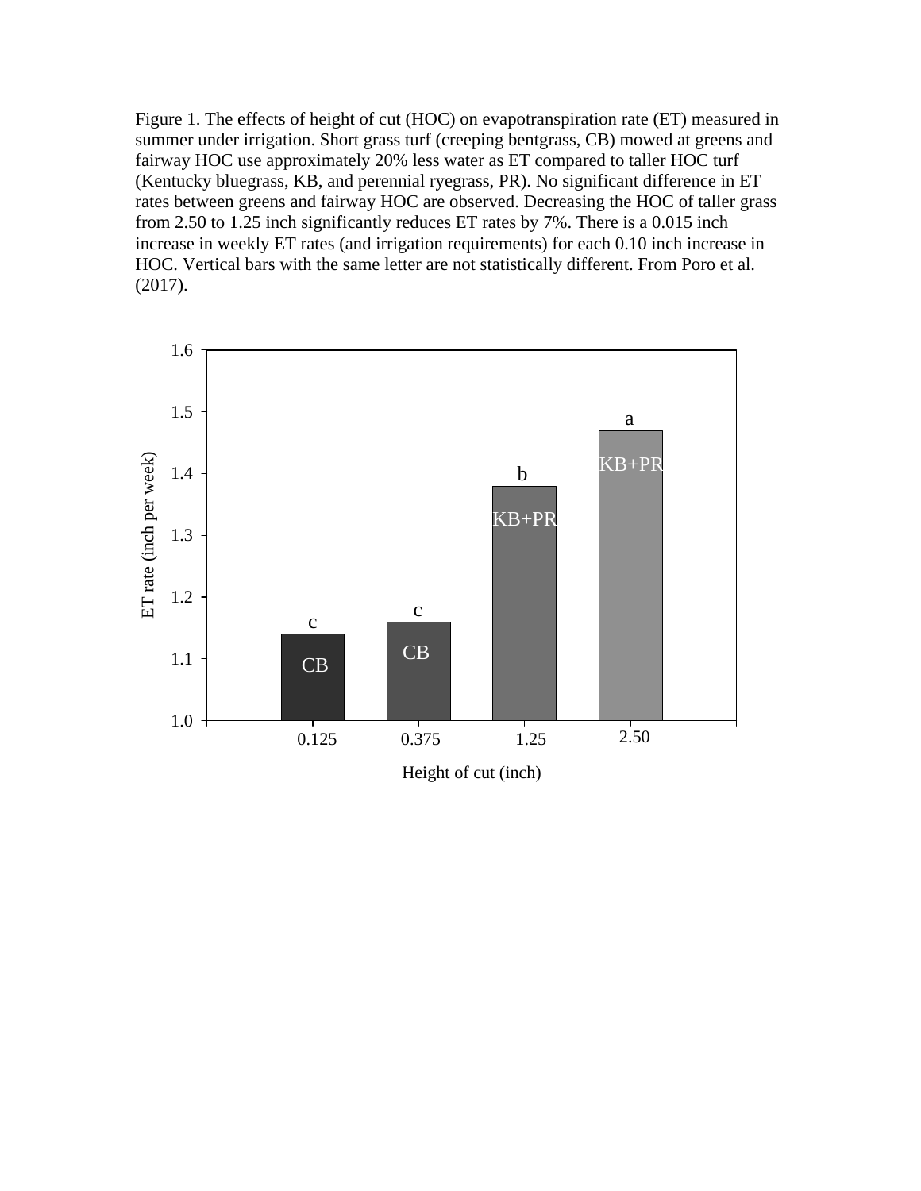Figure 1. The effects of height of cut (HOC) on evapotranspiration rate (ET) measured in summer under irrigation. Short grass turf (creeping bentgrass, CB) mowed at greens and fairway HOC use approximately 20% less water as ET compared to taller HOC turf (Kentucky bluegrass, KB, and perennial ryegrass, PR). No significant difference in ET rates between greens and fairway HOC are observed. Decreasing the HOC of taller grass from 2.50 to 1.25 inch significantly reduces ET rates by 7%. There is a 0.015 inch increase in weekly ET rates (and irrigation requirements) for each 0.10 inch increase in HOC. Vertical bars with the same letter are not statistically different. From Poro et al. (2017).

| Height of cut (inch) | Turf | ET rate (inch per week) | Letter |
|---|---|---|---|
| 0.125 | CB | ~1.14 | c |
| 0.375 | CB | ~1.16 | c |
| 1.25 | KB+PR | ~1.38 | b |
| 2.50 | KB+PR | ~1.47 | a |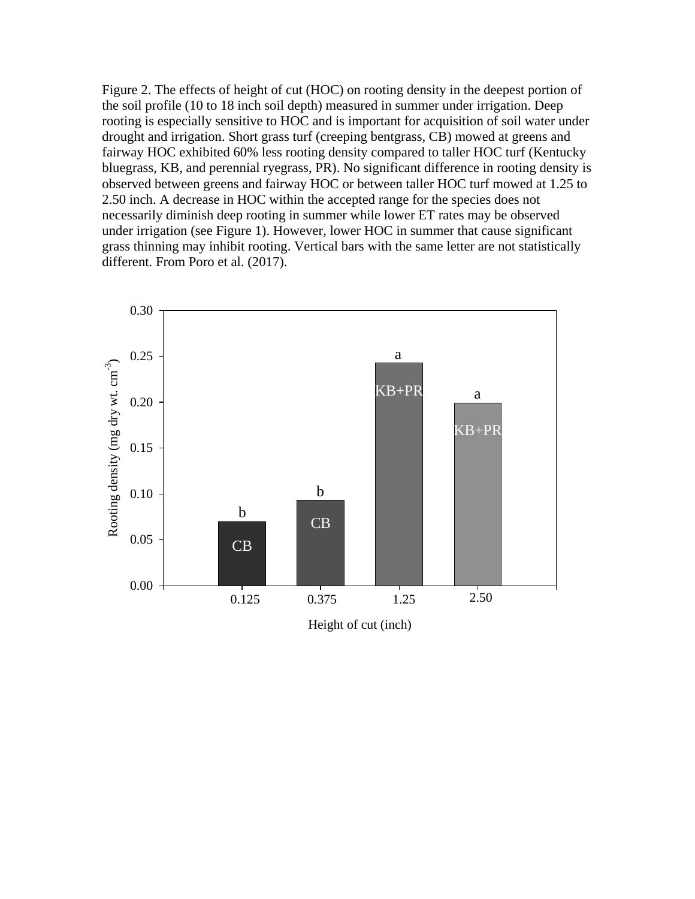Figure 2. The effects of height of cut (HOC) on rooting density in the deepest portion of the soil profile (10 to 18 inch soil depth) measured in summer under irrigation. Deep rooting is especially sensitive to HOC and is important for acquisition of soil water under drought and irrigation. Short grass turf (creeping bentgrass, CB) mowed at greens and fairway HOC exhibited 60% less rooting density compared to taller HOC turf (Kentucky bluegrass, KB, and perennial ryegrass, PR). No significant difference in rooting density is observed between greens and fairway HOC or between taller HOC turf mowed at 1.25 to 2.50 inch. A decrease in HOC within the accepted range for the species does not necessarily diminish deep rooting in summer while lower ET rates may be observed under irrigation (see Figure 1). However, lower HOC in summer that cause significant grass thinning may inhibit rooting. Vertical bars with the same letter are not statistically different. From Poro et al. (2017).

Rooting density (mg dry wt. $cm^{-3}$)

0.30
0.25
0.20
0.15
0.10
0.05
0.00

b
CB

b
CB

a
KB+PR

a
KB+PR

0.125
0.375
1.25
2.50

Height of cut (inch)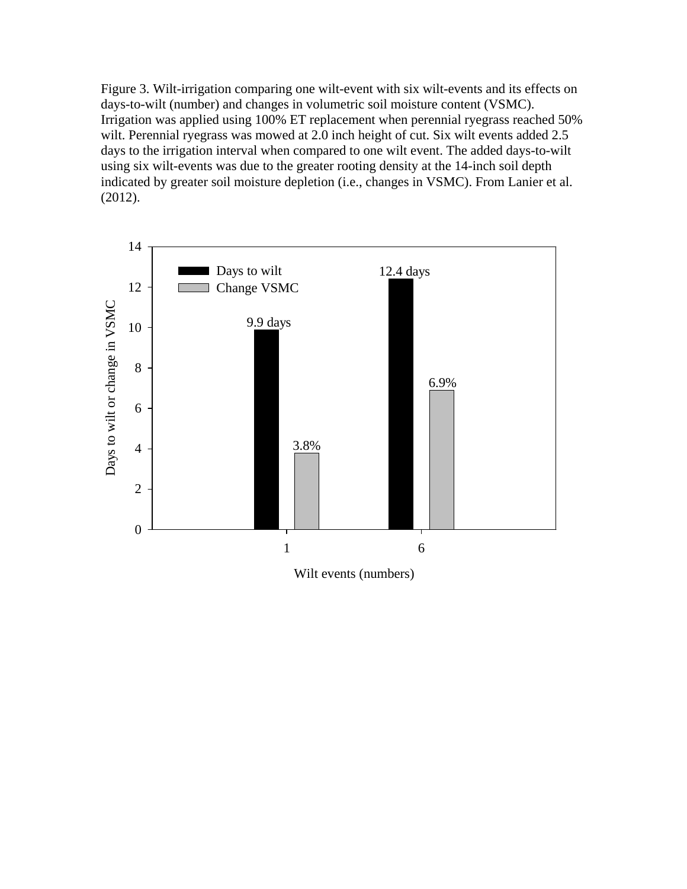Figure 3. Wilt-irrigation comparing one wilt-event with six wilt-events and its effects on days-to-wilt (number) and changes in volumetric soil moisture content (VSMC). Irrigation was applied using 100% ET replacement when perennial ryegrass reached 50% wilt. Perennial ryegrass was mowed at 2.0 inch height of cut. Six wilt events added 2.5 days to the irrigation interval when compared to one wilt event. The added days-to-wilt using six wilt-events was due to the greater rooting density at the 14-inch soil depth indicated by greater soil moisture depletion (i.e., changes in VSMC). From Lanier et al. (2012).

Days to wilt

Change VSMC

9.9 days

3.8%

12.4 days

6.9%

Days to wilt or change in VSMC

0
2
4
6
8
10
12
14

1
6

Wilt events (numbers)